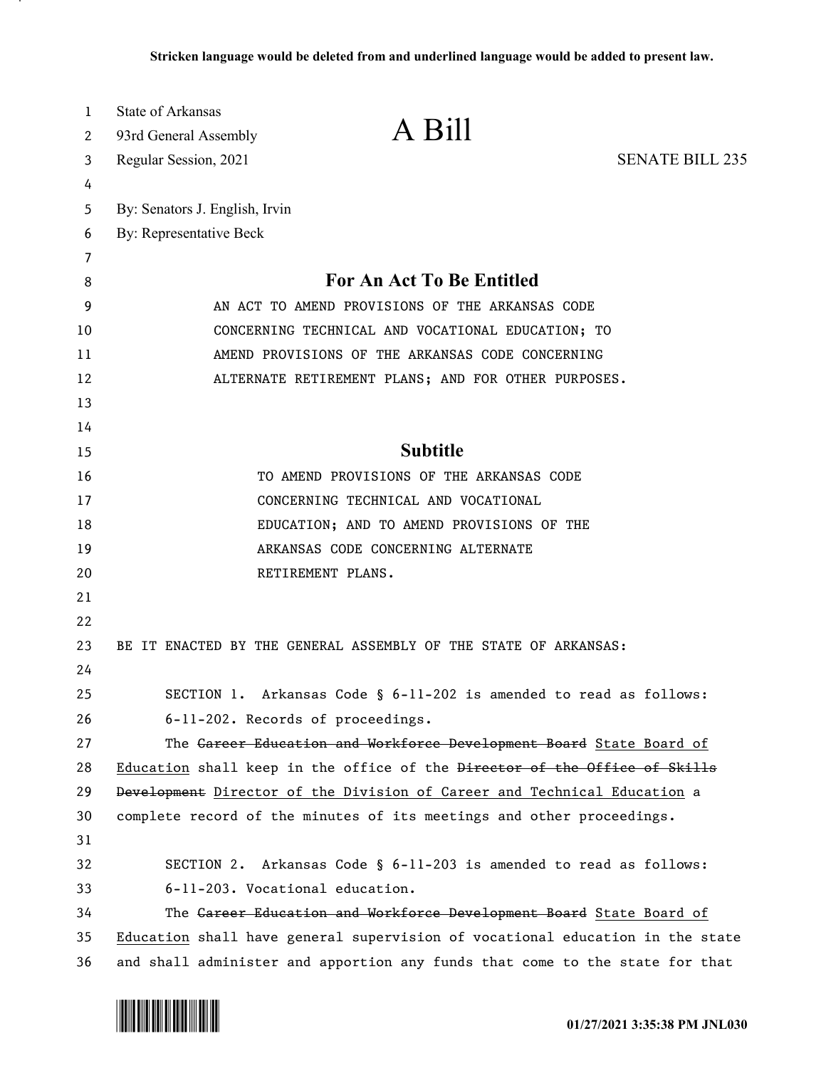Stricken language would be deleted from and underlined language would be added to present law.

State of Arkansas
93rd General Assembly
Regular Session, 2021

# A Bill

SENATE BILL 235

By: Senators J. English, Irvin
By: Representative Beck

## For An Act To Be Entitled

AN ACT TO AMEND PROVISIONS OF THE ARKANSAS CODE CONCERNING TECHNICAL AND VOCATIONAL EDUCATION; TO AMEND PROVISIONS OF THE ARKANSAS CODE CONCERNING ALTERNATE RETIREMENT PLANS; AND FOR OTHER PURPOSES.

## Subtitle

TO AMEND PROVISIONS OF THE ARKANSAS CODE CONCERNING TECHNICAL AND VOCATIONAL EDUCATION; AND TO AMEND PROVISIONS OF THE ARKANSAS CODE CONCERNING ALTERNATE RETIREMENT PLANS.

BE IT ENACTED BY THE GENERAL ASSEMBLY OF THE STATE OF ARKANSAS:

SECTION 1. Arkansas Code § 6-11-202 is amended to read as follows:

6-11-202. Records of proceedings.

The ~~Career Education and Workforce Development Board~~ <u>State Board of Education</u> shall keep in the office of the ~~Director of the Office of Skills Development~~ <u>Director of the Division of Career and Technical Education</u> a complete record of the minutes of its meetings and other proceedings.

SECTION 2. Arkansas Code § 6-11-203 is amended to read as follows:

6-11-203. Vocational education.

The ~~Career Education and Workforce Development Board~~ <u>State Board of Education</u> shall have general supervision of vocational education in the state and shall administer and apportion any funds that come to the state for that

01/27/2021 3:35:38 PM JNL030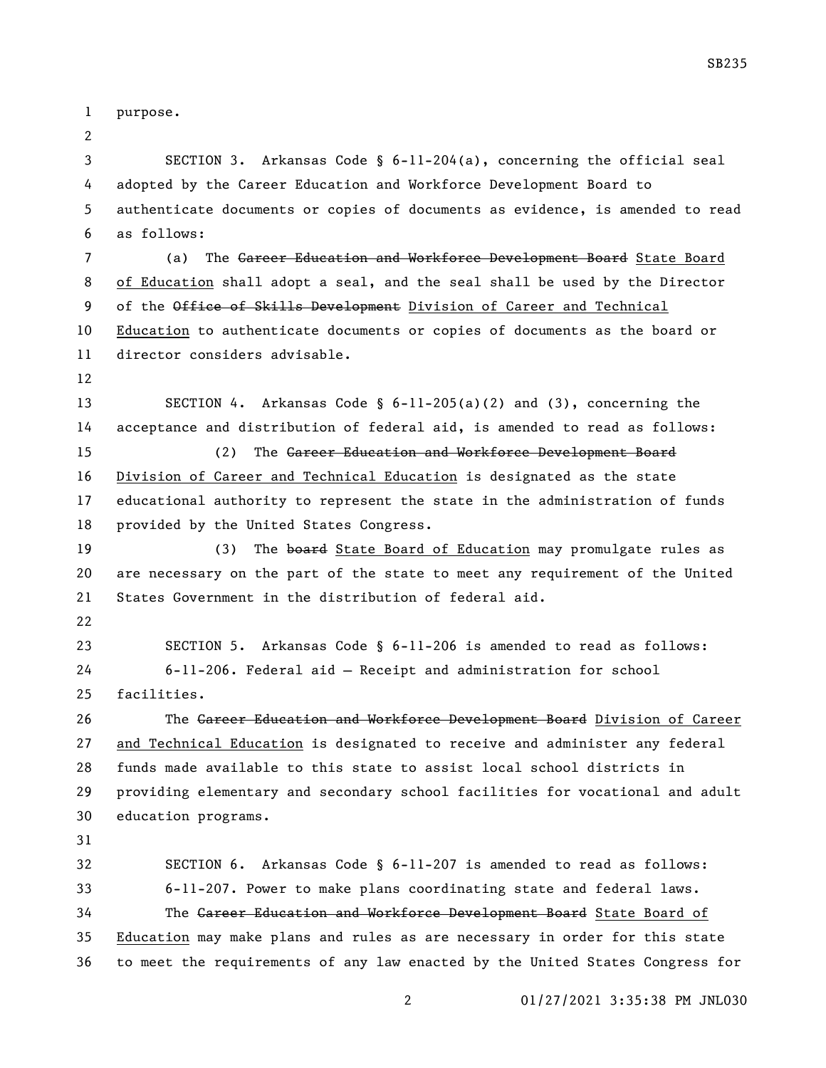purpose.

SECTION 3. Arkansas Code § 6-11-204(a), concerning the official seal adopted by the Career Education and Workforce Development Board to authenticate documents or copies of documents as evidence, is amended to read as follows:

(a) The ~~Career Education and Workforce Development Board~~ State Board of Education shall adopt a seal, and the seal shall be used by the Director of the ~~Office of Skills Development~~ Division of Career and Technical Education to authenticate documents or copies of documents as the board or director considers advisable.

SECTION 4. Arkansas Code § 6-11-205(a)(2) and (3), concerning the acceptance and distribution of federal aid, is amended to read as follows:

(2) The ~~Career Education and Workforce Development Board~~ Division of Career and Technical Education is designated as the state educational authority to represent the state in the administration of funds provided by the United States Congress.

(3) The ~~board~~ State Board of Education may promulgate rules as are necessary on the part of the state to meet any requirement of the United States Government in the distribution of federal aid.

SECTION 5. Arkansas Code § 6-11-206 is amended to read as follows:

6-11-206. Federal aid — Receipt and administration for school facilities.

The ~~Career Education and Workforce Development Board~~ Division of Career and Technical Education is designated to receive and administer any federal funds made available to this state to assist local school districts in providing elementary and secondary school facilities for vocational and adult education programs.

SECTION 6. Arkansas Code § 6-11-207 is amended to read as follows:

6-11-207. Power to make plans coordinating state and federal laws.

The ~~Career Education and Workforce Development Board~~ State Board of Education may make plans and rules as are necessary in order for this state to meet the requirements of any law enacted by the United States Congress for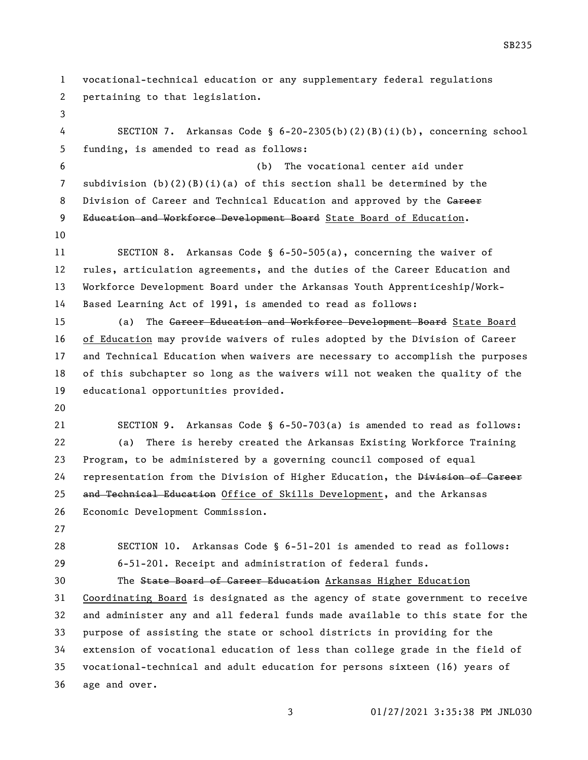vocational-technical education or any supplementary federal regulations pertaining to that legislation.

SECTION 7. Arkansas Code § 6-20-2305(b)(2)(B)(i)(b), concerning school funding, is amended to read as follows:

(b) The vocational center aid under subdivision (b)(2)(B)(i)(a) of this section shall be determined by the Division of Career and Technical Education and approved by the ~~Career Education and Workforce Development Board~~ State Board of Education.

SECTION 8. Arkansas Code § 6-50-505(a), concerning the waiver of rules, articulation agreements, and the duties of the Career Education and Workforce Development Board under the Arkansas Youth Apprenticeship/Work-Based Learning Act of 1991, is amended to read as follows:

(a) The ~~Career Education and Workforce Development Board~~ State Board of Education may provide waivers of rules adopted by the Division of Career and Technical Education when waivers are necessary to accomplish the purposes of this subchapter so long as the waivers will not weaken the quality of the educational opportunities provided.

SECTION 9. Arkansas Code § 6-50-703(a) is amended to read as follows:

(a) There is hereby created the Arkansas Existing Workforce Training Program, to be administered by a governing council composed of equal representation from the Division of Higher Education, the ~~Division of Career and Technical Education~~ Office of Skills Development, and the Arkansas Economic Development Commission.

SECTION 10. Arkansas Code § 6-51-201 is amended to read as follows:

6-51-201. Receipt and administration of federal funds.

The ~~State Board of Career Education~~ Arkansas Higher Education Coordinating Board is designated as the agency of state government to receive and administer any and all federal funds made available to this state for the purpose of assisting the state or school districts in providing for the extension of vocational education of less than college grade in the field of vocational-technical and adult education for persons sixteen (16) years of age and over.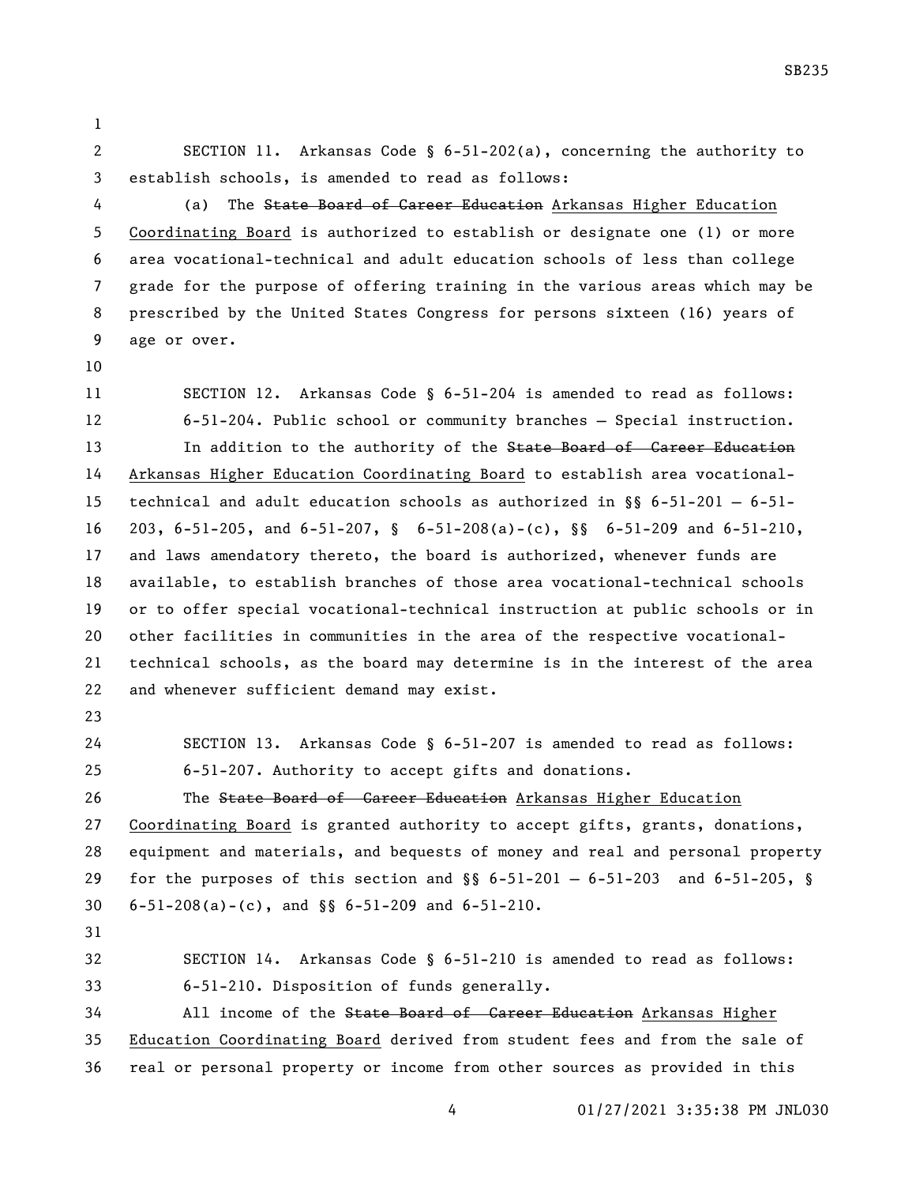SECTION 11. Arkansas Code § 6-51-202(a), concerning the authority to establish schools, is amended to read as follows:

(a) The ~~State Board of Career Education~~ Arkansas Higher Education Coordinating Board is authorized to establish or designate one (1) or more area vocational-technical and adult education schools of less than college grade for the purpose of offering training in the various areas which may be prescribed by the United States Congress for persons sixteen (16) years of age or over.

SECTION 12. Arkansas Code § 6-51-204 is amended to read as follows:

6-51-204. Public school or community branches — Special instruction.

In addition to the authority of the ~~State Board of Career Education~~ Arkansas Higher Education Coordinating Board to establish area vocational-technical and adult education schools as authorized in §§ 6-51-201 — 6-51-203, 6-51-205, and 6-51-207, § 6-51-208(a)-(c), §§ 6-51-209 and 6-51-210, and laws amendatory thereto, the board is authorized, whenever funds are available, to establish branches of those area vocational-technical schools or to offer special vocational-technical instruction at public schools or in other facilities in communities in the area of the respective vocational-technical schools, as the board may determine is in the interest of the area and whenever sufficient demand may exist.

SECTION 13. Arkansas Code § 6-51-207 is amended to read as follows:

6-51-207. Authority to accept gifts and donations.

The ~~State Board of Career Education~~ Arkansas Higher Education Coordinating Board is granted authority to accept gifts, grants, donations, equipment and materials, and bequests of money and real and personal property for the purposes of this section and §§ 6-51-201 — 6-51-203 and 6-51-205, § 6-51-208(a)-(c), and §§ 6-51-209 and 6-51-210.

SECTION 14. Arkansas Code § 6-51-210 is amended to read as follows:

6-51-210. Disposition of funds generally.

All income of the ~~State Board of Career Education~~ Arkansas Higher Education Coordinating Board derived from student fees and from the sale of real or personal property or income from other sources as provided in this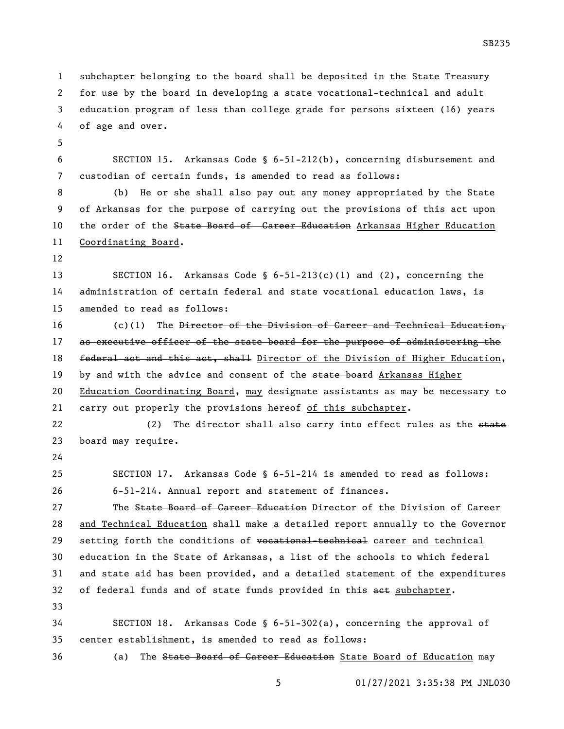subchapter belonging to the board shall be deposited in the State Treasury for use by the board in developing a state vocational-technical and adult education program of less than college grade for persons sixteen (16) years of age and over.

SECTION 15. Arkansas Code § 6-51-212(b), concerning disbursement and custodian of certain funds, is amended to read as follows:

(b) He or she shall also pay out any money appropriated by the State of Arkansas for the purpose of carrying out the provisions of this act upon the order of the ~~State Board of Career Education~~ <u>Arkansas Higher Education Coordinating Board</u>.

SECTION 16. Arkansas Code § 6-51-213(c)(1) and (2), concerning the administration of certain federal and state vocational education laws, is amended to read as follows:

(c)(1) The ~~Director of the Division of Career and Technical Education, as executive officer of the state board for the purpose of administering the federal act and this act, shall~~ <u>Director of the Division of Higher Education</u>, by and with the advice and consent of the ~~state board~~ <u>Arkansas Higher Education Coordinating Board</u>, <u>may</u> designate assistants as may be necessary to carry out properly the provisions ~~hereof~~ <u>of this subchapter</u>.

(2) The director shall also carry into effect rules as the ~~state~~ board may require.

SECTION 17. Arkansas Code § 6-51-214 is amended to read as follows:

6-51-214. Annual report and statement of finances.

The ~~State Board of Career Education~~ <u>Director of the Division of Career and Technical Education</u> shall make a detailed report annually to the Governor setting forth the conditions of ~~vocational-technical~~ <u>career and technical</u> education in the State of Arkansas, a list of the schools to which federal and state aid has been provided, and a detailed statement of the expenditures of federal funds and of state funds provided in this ~~act~~ <u>subchapter</u>.

SECTION 18. Arkansas Code § 6-51-302(a), concerning the approval of center establishment, is amended to read as follows:

(a) The ~~State Board of Career Education~~ <u>State Board of Education</u> may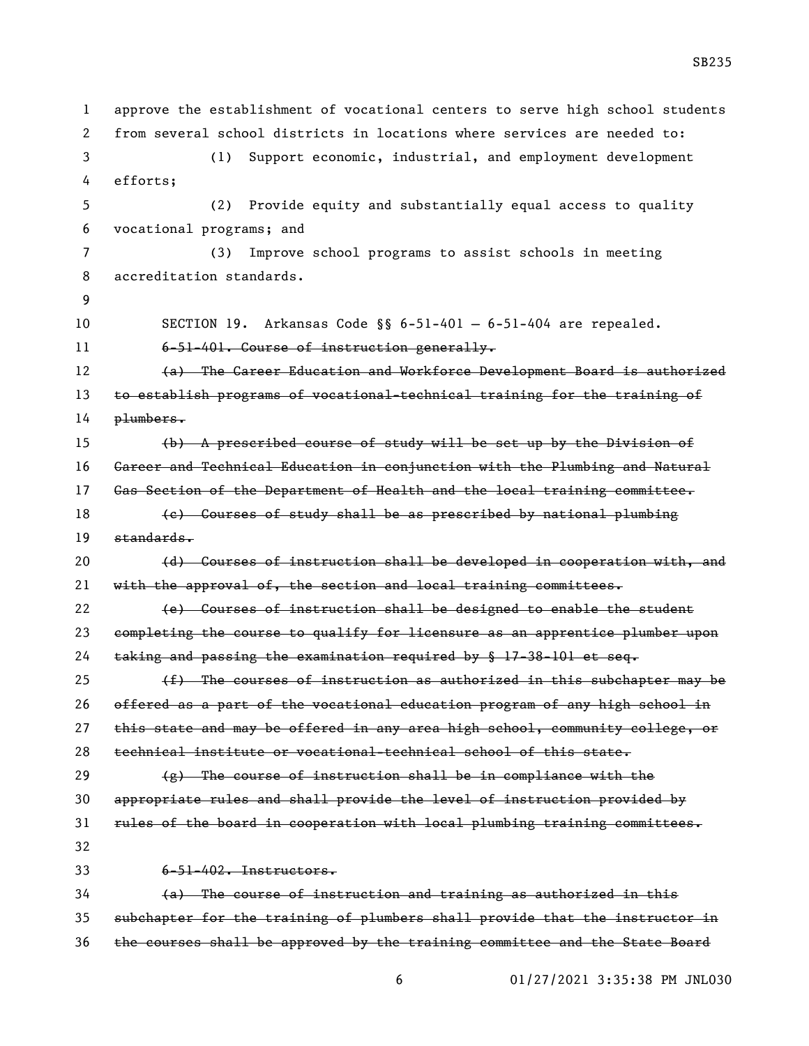approve the establishment of vocational centers to serve high school students from several school districts in locations where services are needed to:

(1) Support economic, industrial, and employment development efforts;

(2) Provide equity and substantially equal access to quality vocational programs; and

(3) Improve school programs to assist schools in meeting accreditation standards.

SECTION 19. Arkansas Code §§ 6-51-401 — 6-51-404 are repealed.

~~6-51-401. Course of instruction generally.~~

~~(a) The Career Education and Workforce Development Board is authorized to establish programs of vocational-technical training for the training of plumbers.~~

~~(b) A prescribed course of study will be set up by the Division of Career and Technical Education in conjunction with the Plumbing and Natural Gas Section of the Department of Health and the local training committee.~~

~~(c) Courses of study shall be as prescribed by national plumbing standards.~~

~~(d) Courses of instruction shall be developed in cooperation with, and with the approval of, the section and local training committees.~~

~~(e) Courses of instruction shall be designed to enable the student completing the course to qualify for licensure as an apprentice plumber upon taking and passing the examination required by § 17-38-101 et seq.~~

~~(f) The courses of instruction as authorized in this subchapter may be offered as a part of the vocational education program of any high school in this state and may be offered in any area high school, community college, or technical institute or vocational-technical school of this state.~~

~~(g) The course of instruction shall be in compliance with the appropriate rules and shall provide the level of instruction provided by rules of the board in cooperation with local plumbing training committees.~~

~~6-51-402. Instructors.~~

~~(a) The course of instruction and training as authorized in this subchapter for the training of plumbers shall provide that the instructor in the courses shall be approved by the training committee and the State Board~~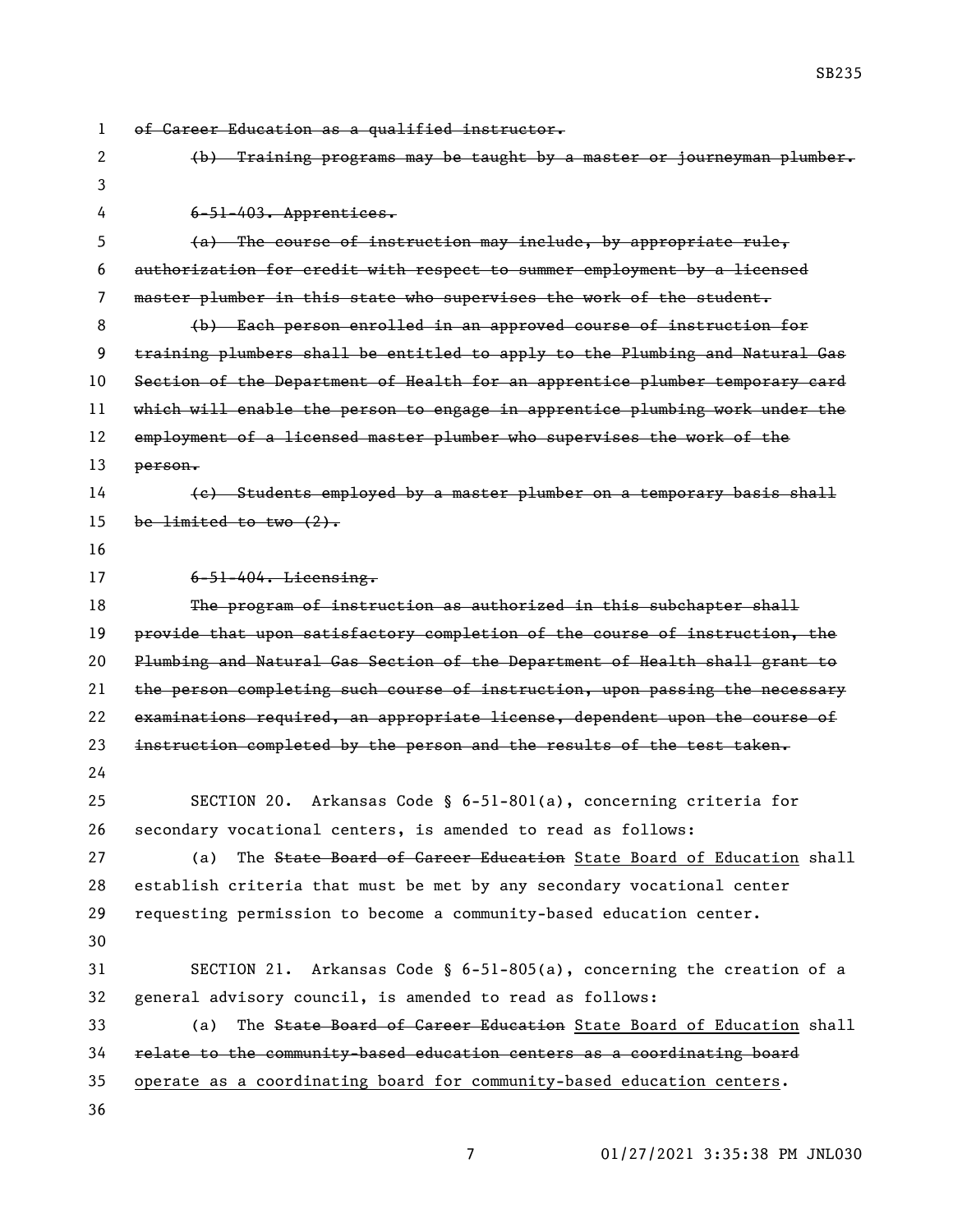~~of Career Education as a qualified instructor.~~

~~(b) Training programs may be taught by a master or journeyman plumber.~~

~~6-51-403. Apprentices.~~

~~(a) The course of instruction may include, by appropriate rule, authorization for credit with respect to summer employment by a licensed master plumber in this state who supervises the work of the student.~~

~~(b) Each person enrolled in an approved course of instruction for training plumbers shall be entitled to apply to the Plumbing and Natural Gas Section of the Department of Health for an apprentice plumber temporary card which will enable the person to engage in apprentice plumbing work under the employment of a licensed master plumber who supervises the work of the person.~~

~~(c) Students employed by a master plumber on a temporary basis shall be limited to two (2).~~

~~6-51-404. Licensing.~~

~~The program of instruction as authorized in this subchapter shall provide that upon satisfactory completion of the course of instruction, the Plumbing and Natural Gas Section of the Department of Health shall grant to the person completing such course of instruction, upon passing the necessary examinations required, an appropriate license, dependent upon the course of instruction completed by the person and the results of the test taken.~~

SECTION 20. Arkansas Code § 6-51-801(a), concerning criteria for secondary vocational centers, is amended to read as follows:

(a) The ~~State Board of Career Education~~ <u>State Board of Education</u> shall establish criteria that must be met by any secondary vocational center requesting permission to become a community-based education center.

SECTION 21. Arkansas Code § 6-51-805(a), concerning the creation of a general advisory council, is amended to read as follows:

(a) The ~~State Board of Career Education~~ <u>State Board of Education</u> shall ~~relate to the community-based education centers as a coordinating board~~ <u>operate as a coordinating board for community-based education centers</u>.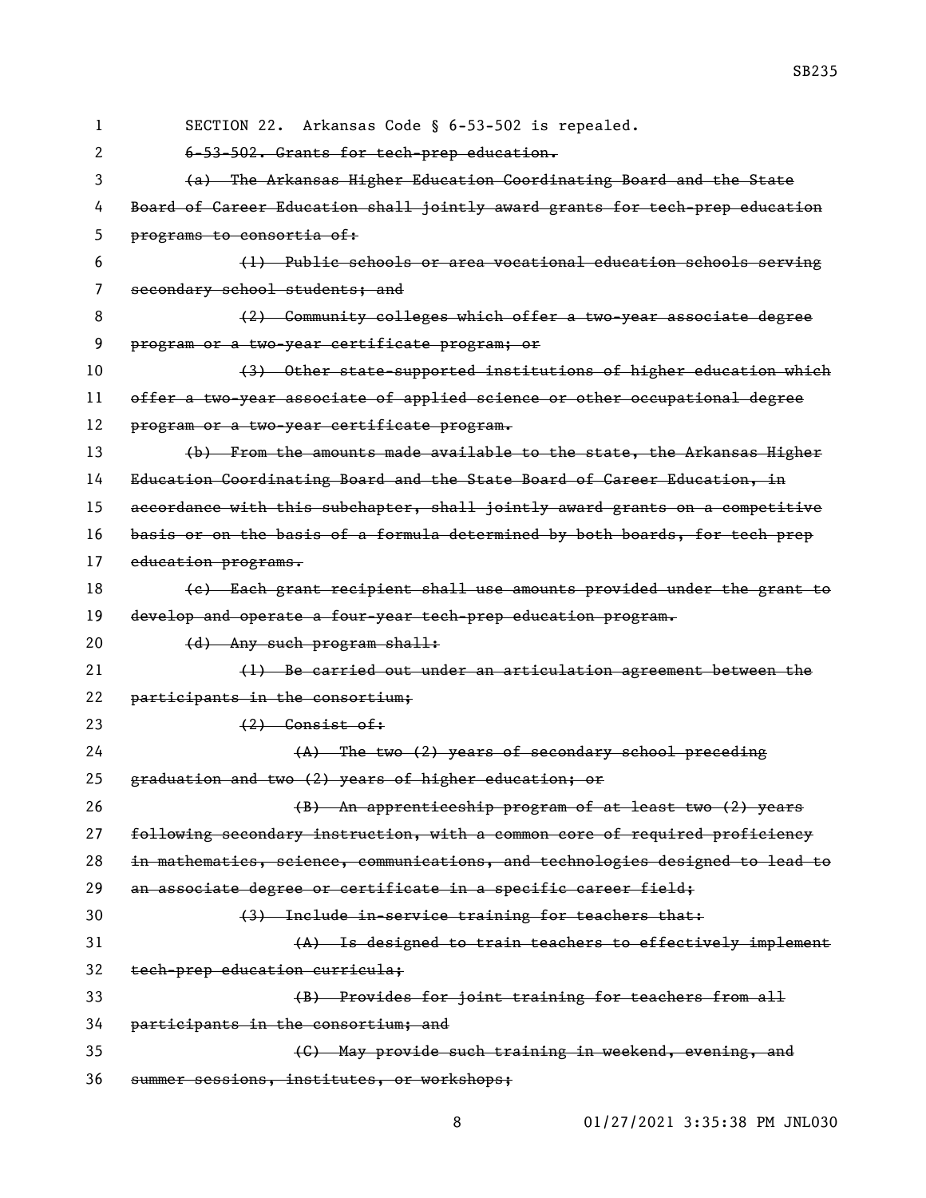SECTION 22. Arkansas Code § 6-53-502 is repealed.

~~6-53-502. Grants for tech-prep education.~~

~~(a) The Arkansas Higher Education Coordinating Board and the State Board of Career Education shall jointly award grants for tech-prep education programs to consortia of:~~

~~(1) Public schools or area vocational education schools serving secondary school students; and~~

~~(2) Community colleges which offer a two-year associate degree program or a two-year certificate program; or~~

~~(3) Other state-supported institutions of higher education which offer a two-year associate of applied science or other occupational degree program or a two-year certificate program.~~

~~(b) From the amounts made available to the state, the Arkansas Higher Education Coordinating Board and the State Board of Career Education, in accordance with this subchapter, shall jointly award grants on a competitive basis or on the basis of a formula determined by both boards, for tech prep education programs.~~

~~(c) Each grant recipient shall use amounts provided under the grant to develop and operate a four-year tech-prep education program.~~

~~(d) Any such program shall:~~

~~(1) Be carried out under an articulation agreement between the participants in the consortium;~~

~~(2) Consist of:~~

~~(A) The two (2) years of secondary school preceding graduation and two (2) years of higher education; or~~

~~(B) An apprenticeship program of at least two (2) years following secondary instruction, with a common core of required proficiency in mathematics, science, communications, and technologies designed to lead to an associate degree or certificate in a specific career field;~~

~~(3) Include in-service training for teachers that:~~

~~(A) Is designed to train teachers to effectively implement tech-prep education curricula;~~

~~(B) Provides for joint training for teachers from all participants in the consortium; and~~

~~(C) May provide such training in weekend, evening, and summer sessions, institutes, or workshops;~~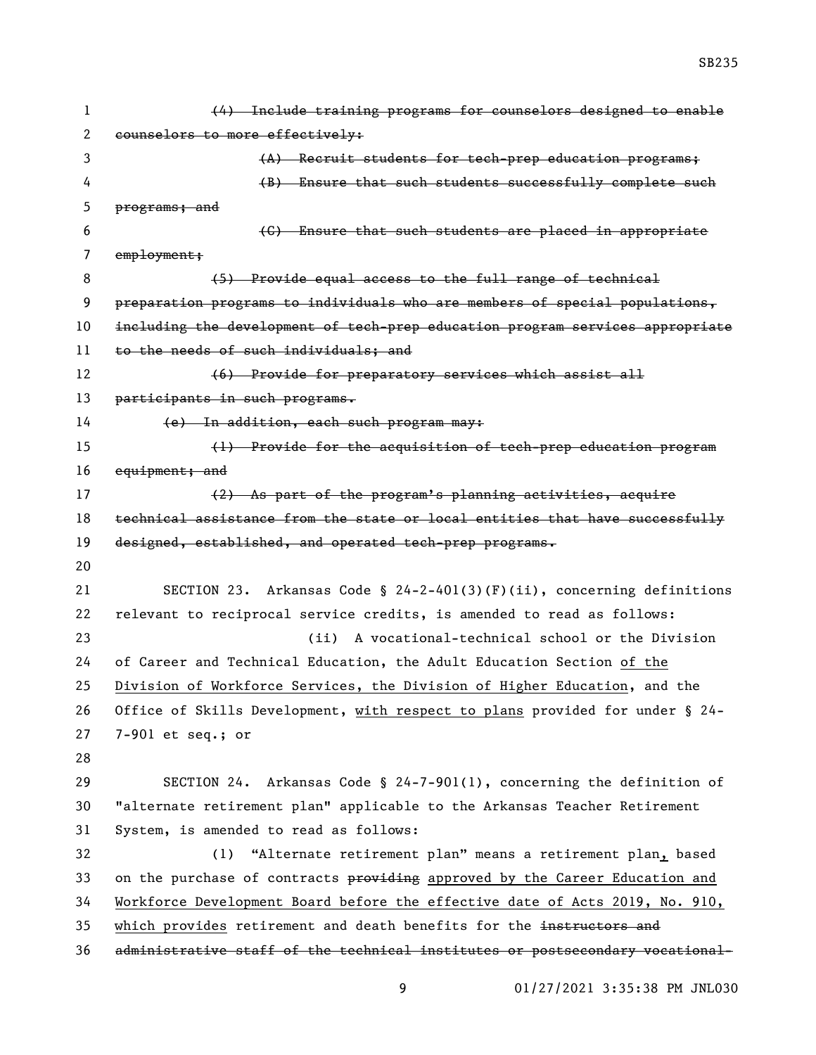~~(4) Include training programs for counselors designed to enable counselors to more effectively:~~

~~(A) Recruit students for tech-prep education programs;~~

~~(B) Ensure that such students successfully complete such programs; and~~

~~(C) Ensure that such students are placed in appropriate employment;~~

~~(5) Provide equal access to the full range of technical preparation programs to individuals who are members of special populations, including the development of tech-prep education program services appropriate to the needs of such individuals; and~~

~~(6) Provide for preparatory services which assist all participants in such programs.~~

~~(e) In addition, each such program may:~~

~~(1) Provide for the acquisition of tech-prep education program equipment; and~~

~~(2) As part of the program's planning activities, acquire technical assistance from the state or local entities that have successfully designed, established, and operated tech-prep programs.~~

SECTION 23. Arkansas Code § 24-2-401(3)(F)(ii), concerning definitions relevant to reciprocal service credits, is amended to read as follows:

(ii) A vocational-technical school or the Division of Career and Technical Education, the Adult Education Section <u>of the Division of Workforce Services, the Division of Higher Education</u>, and the Office of Skills Development, <u>with respect to plans</u> provided for under § 24-7-901 et seq.; or

SECTION 24. Arkansas Code § 24-7-901(1), concerning the definition of "alternate retirement plan" applicable to the Arkansas Teacher Retirement System, is amended to read as follows:

(1) "Alternate retirement plan" means a retirement plan<u>,</u> based on the purchase of contracts ~~providing~~ <u>approved by the Career Education and Workforce Development Board before the effective date of Acts 2019, No. 910, which provides</u> retirement and death benefits for the ~~instructors and administrative staff of the technical institutes or postsecondary vocational-~~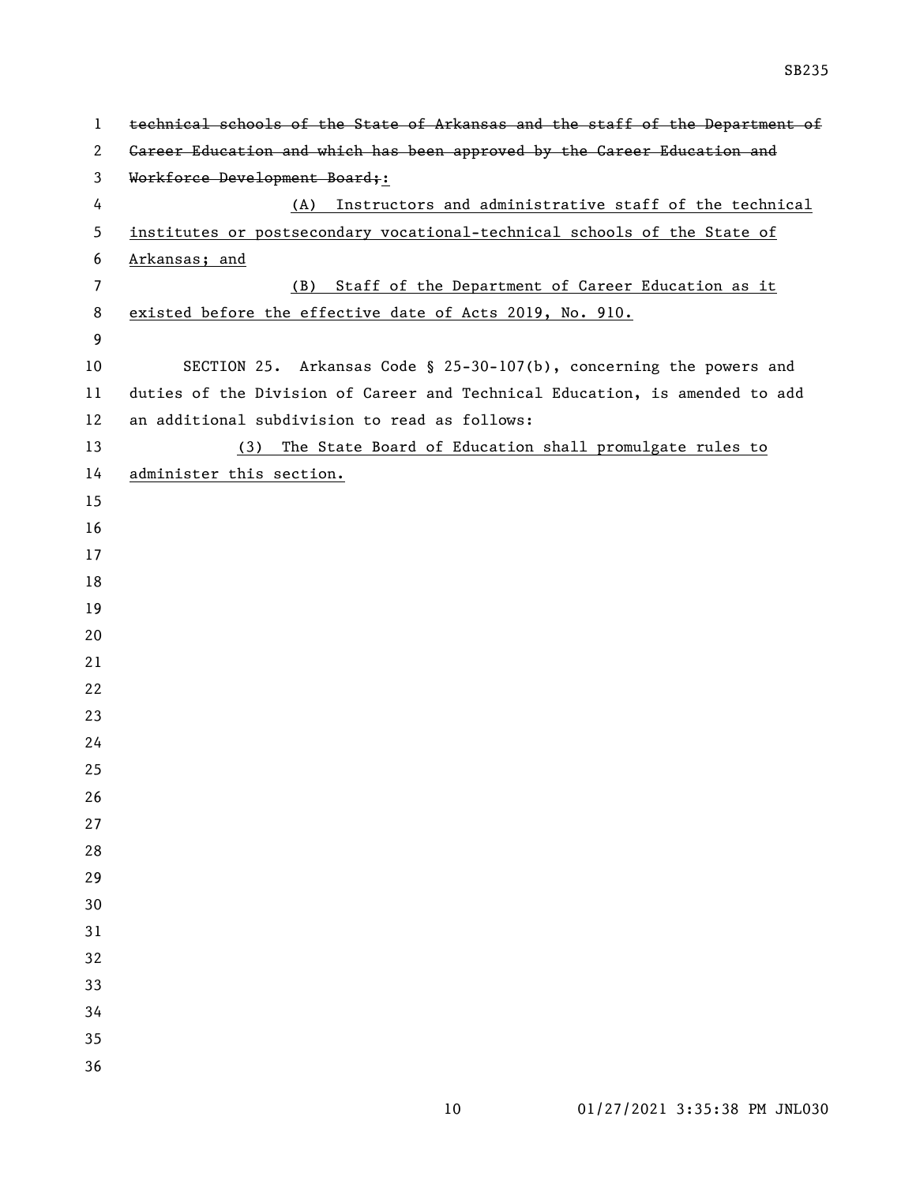~~technical schools of the State of Arkansas and the staff of the Department of Career Education and which has been approved by the Career Education and Workforce Development Board;~~:

(A) Instructors and administrative staff of the technical institutes or postsecondary vocational-technical schools of the State of Arkansas; and

(B) Staff of the Department of Career Education as it existed before the effective date of Acts 2019, No. 910.

SECTION 25. Arkansas Code § 25-30-107(b), concerning the powers and duties of the Division of Career and Technical Education, is amended to add an additional subdivision to read as follows:

(3) The State Board of Education shall promulgate rules to administer this section.